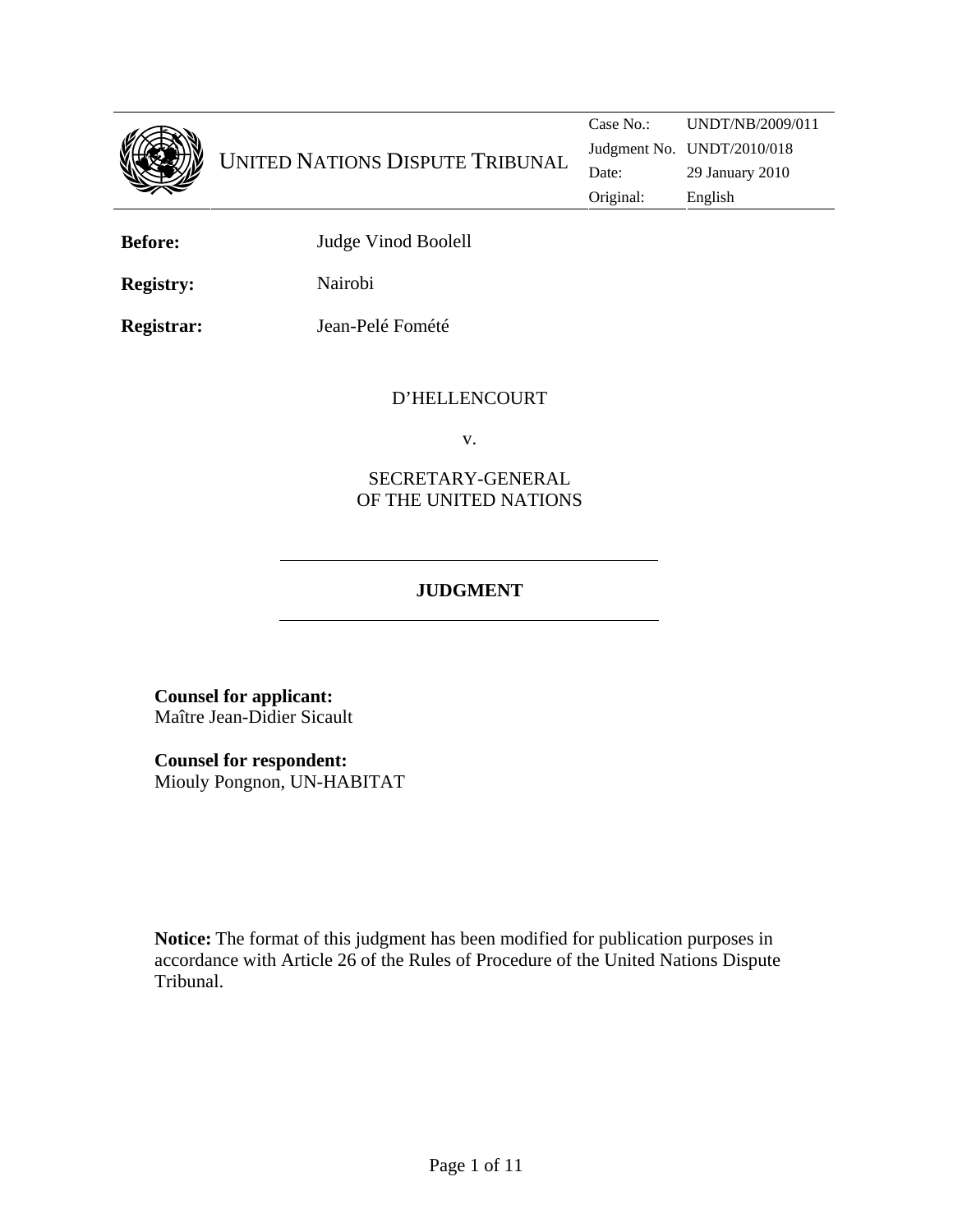UNITED NATIONS DISPUTE TRIBUNAL

| | |
|---|---|
| Case No.: | UNDT/NB/2009/011 |
| Judgment No. | UNDT/2010/018 |
| Date: | 29 January 2010 |
| Original: | English |

**Before:** Judge Vinod Boolell

**Registry:** Nairobi

**Registrar:** Jean-Pelé Fomété

D'HELLENCOURT

v.

SECRETARY-GENERAL
OF THE UNITED NATIONS

## JUDGMENT

**Counsel for applicant:**
Maître Jean-Didier Sicault

**Counsel for respondent:**
Miouly Pongnon, UN-HABITAT

**Notice:** The format of this judgment has been modified for publication purposes in accordance with Article 26 of the Rules of Procedure of the United Nations Dispute Tribunal.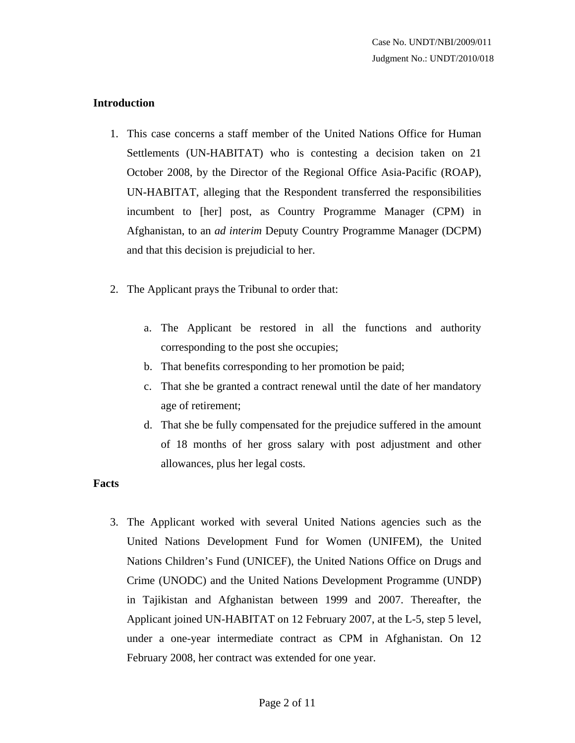## Introduction

1. This case concerns a staff member of the United Nations Office for Human Settlements (UN-HABITAT) who is contesting a decision taken on 21 October 2008, by the Director of the Regional Office Asia-Pacific (ROAP), UN-HABITAT, alleging that the Respondent transferred the responsibilities incumbent to [her] post, as Country Programme Manager (CPM) in Afghanistan, to an *ad interim* Deputy Country Programme Manager (DCPM) and that this decision is prejudicial to her.

2. The Applicant prays the Tribunal to order that:

   a. The Applicant be restored in all the functions and authority corresponding to the post she occupies;
   b. That benefits corresponding to her promotion be paid;
   c. That she be granted a contract renewal until the date of her mandatory age of retirement;
   d. That she be fully compensated for the prejudice suffered in the amount of 18 months of her gross salary with post adjustment and other allowances, plus her legal costs.

## Facts

3. The Applicant worked with several United Nations agencies such as the United Nations Development Fund for Women (UNIFEM), the United Nations Children's Fund (UNICEF), the United Nations Office on Drugs and Crime (UNODC) and the United Nations Development Programme (UNDP) in Tajikistan and Afghanistan between 1999 and 2007. Thereafter, the Applicant joined UN-HABITAT on 12 February 2007, at the L-5, step 5 level, under a one-year intermediate contract as CPM in Afghanistan. On 12 February 2008, her contract was extended for one year.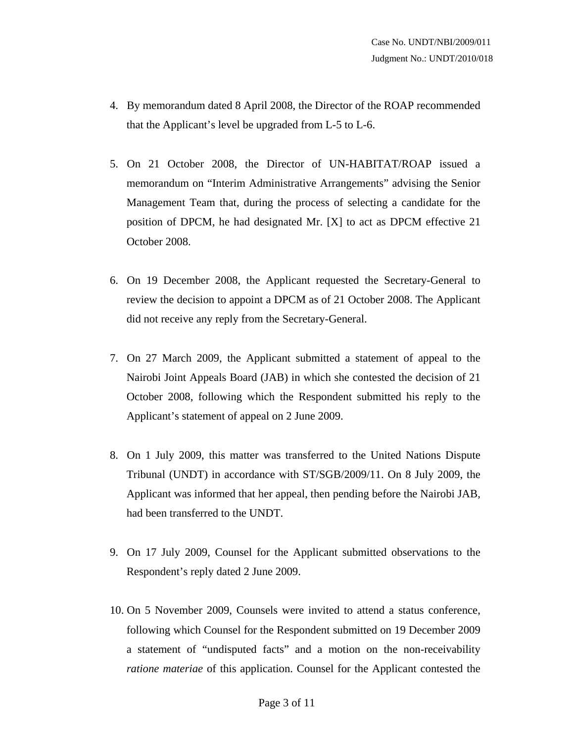4. By memorandum dated 8 April 2008, the Director of the ROAP recommended that the Applicant's level be upgraded from L-5 to L-6.

5. On 21 October 2008, the Director of UN-HABITAT/ROAP issued a memorandum on "Interim Administrative Arrangements" advising the Senior Management Team that, during the process of selecting a candidate for the position of DPCM, he had designated Mr. [X] to act as DPCM effective 21 October 2008.

6. On 19 December 2008, the Applicant requested the Secretary-General to review the decision to appoint a DPCM as of 21 October 2008. The Applicant did not receive any reply from the Secretary-General.

7. On 27 March 2009, the Applicant submitted a statement of appeal to the Nairobi Joint Appeals Board (JAB) in which she contested the decision of 21 October 2008, following which the Respondent submitted his reply to the Applicant's statement of appeal on 2 June 2009.

8. On 1 July 2009, this matter was transferred to the United Nations Dispute Tribunal (UNDT) in accordance with ST/SGB/2009/11. On 8 July 2009, the Applicant was informed that her appeal, then pending before the Nairobi JAB, had been transferred to the UNDT.

9. On 17 July 2009, Counsel for the Applicant submitted observations to the Respondent's reply dated 2 June 2009.

10. On 5 November 2009, Counsels were invited to attend a status conference, following which Counsel for the Respondent submitted on 19 December 2009 a statement of "undisputed facts" and a motion on the non-receivability *ratione materiae* of this application. Counsel for the Applicant contested the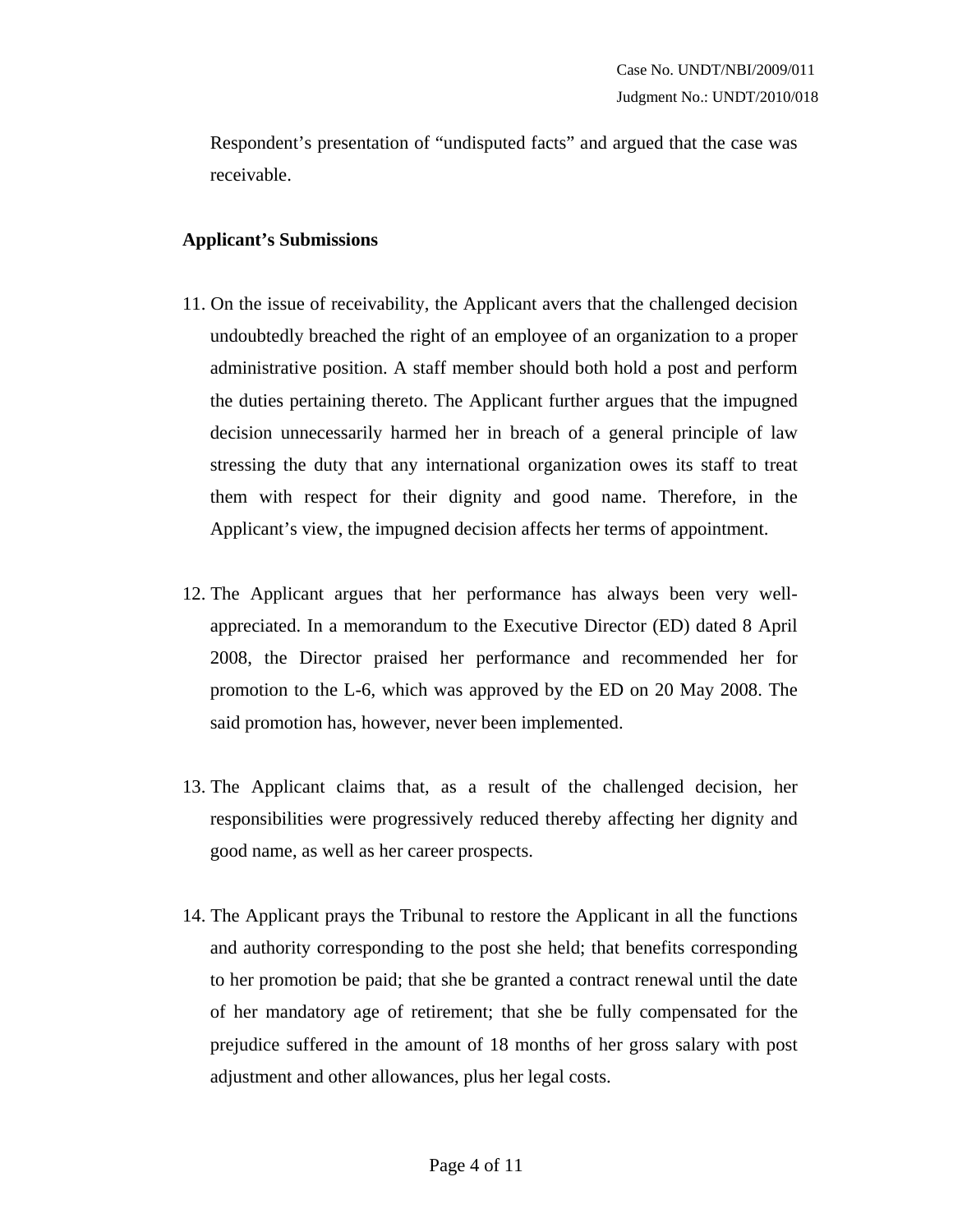Respondent's presentation of "undisputed facts" and argued that the case was receivable.

**Applicant's Submissions**

11. On the issue of receivability, the Applicant avers that the challenged decision undoubtedly breached the right of an employee of an organization to a proper administrative position. A staff member should both hold a post and perform the duties pertaining thereto. The Applicant further argues that the impugned decision unnecessarily harmed her in breach of a general principle of law stressing the duty that any international organization owes its staff to treat them with respect for their dignity and good name. Therefore, in the Applicant's view, the impugned decision affects her terms of appointment.

12. The Applicant argues that her performance has always been very well-appreciated. In a memorandum to the Executive Director (ED) dated 8 April 2008, the Director praised her performance and recommended her for promotion to the L-6, which was approved by the ED on 20 May 2008. The said promotion has, however, never been implemented.

13. The Applicant claims that, as a result of the challenged decision, her responsibilities were progressively reduced thereby affecting her dignity and good name, as well as her career prospects.

14. The Applicant prays the Tribunal to restore the Applicant in all the functions and authority corresponding to the post she held; that benefits corresponding to her promotion be paid; that she be granted a contract renewal until the date of her mandatory age of retirement; that she be fully compensated for the prejudice suffered in the amount of 18 months of her gross salary with post adjustment and other allowances, plus her legal costs.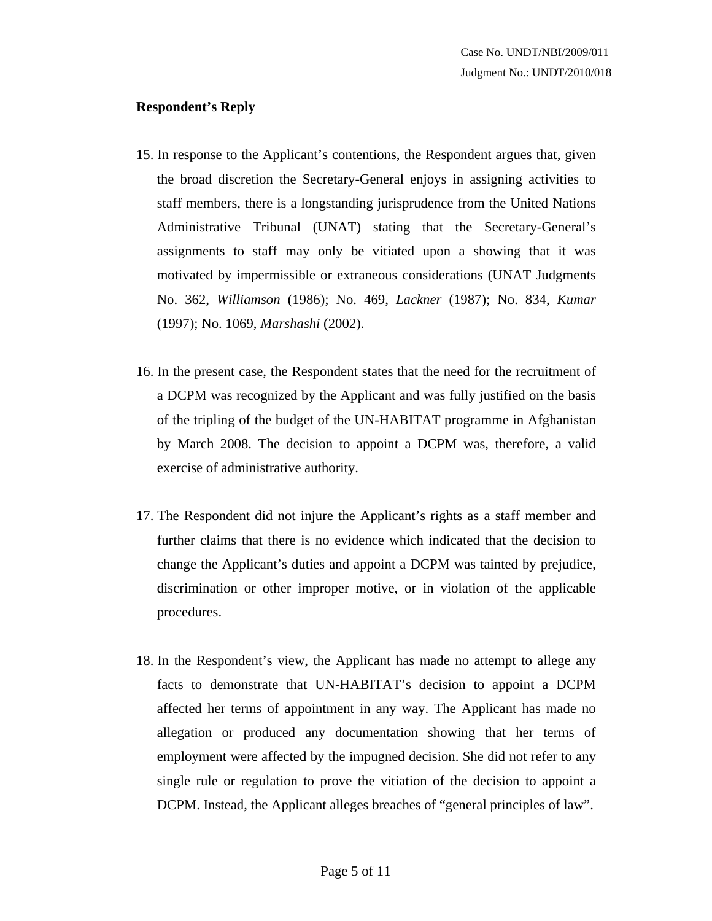**Respondent's Reply**

15. In response to the Applicant's contentions, the Respondent argues that, given the broad discretion the Secretary-General enjoys in assigning activities to staff members, there is a longstanding jurisprudence from the United Nations Administrative Tribunal (UNAT) stating that the Secretary-General's assignments to staff may only be vitiated upon a showing that it was motivated by impermissible or extraneous considerations (UNAT Judgments No. 362, *Williamson* (1986); No. 469, *Lackner* (1987); No. 834, *Kumar* (1997); No. 1069, *Marshashi* (2002).

16. In the present case, the Respondent states that the need for the recruitment of a DCPM was recognized by the Applicant and was fully justified on the basis of the tripling of the budget of the UN-HABITAT programme in Afghanistan by March 2008. The decision to appoint a DCPM was, therefore, a valid exercise of administrative authority.

17. The Respondent did not injure the Applicant's rights as a staff member and further claims that there is no evidence which indicated that the decision to change the Applicant's duties and appoint a DCPM was tainted by prejudice, discrimination or other improper motive, or in violation of the applicable procedures.

18. In the Respondent's view, the Applicant has made no attempt to allege any facts to demonstrate that UN-HABITAT's decision to appoint a DCPM affected her terms of appointment in any way. The Applicant has made no allegation or produced any documentation showing that her terms of employment were affected by the impugned decision. She did not refer to any single rule or regulation to prove the vitiation of the decision to appoint a DCPM. Instead, the Applicant alleges breaches of "general principles of law".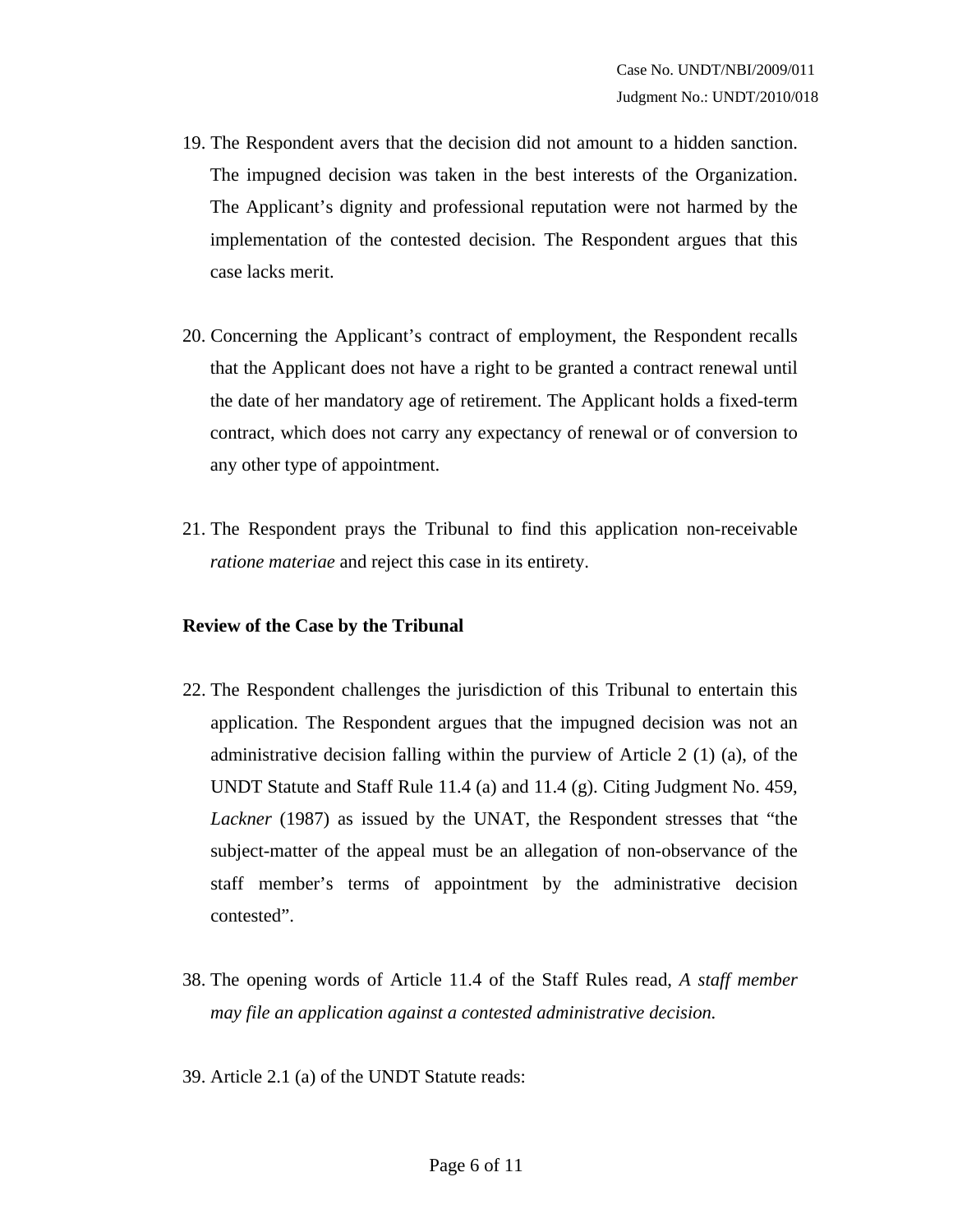19. The Respondent avers that the decision did not amount to a hidden sanction. The impugned decision was taken in the best interests of the Organization. The Applicant's dignity and professional reputation were not harmed by the implementation of the contested decision. The Respondent argues that this case lacks merit.

20. Concerning the Applicant's contract of employment, the Respondent recalls that the Applicant does not have a right to be granted a contract renewal until the date of her mandatory age of retirement. The Applicant holds a fixed-term contract, which does not carry any expectancy of renewal or of conversion to any other type of appointment.

21. The Respondent prays the Tribunal to find this application non-receivable *ratione materiae* and reject this case in its entirety.

**Review of the Case by the Tribunal**

22. The Respondent challenges the jurisdiction of this Tribunal to entertain this application. The Respondent argues that the impugned decision was not an administrative decision falling within the purview of Article 2 (1) (a), of the UNDT Statute and Staff Rule 11.4 (a) and 11.4 (g). Citing Judgment No. 459, *Lackner* (1987) as issued by the UNAT, the Respondent stresses that "the subject-matter of the appeal must be an allegation of non-observance of the staff member's terms of appointment by the administrative decision contested".

38. The opening words of Article 11.4 of the Staff Rules read, *A staff member may file an application against a contested administrative decision.*

39. Article 2.1 (a) of the UNDT Statute reads: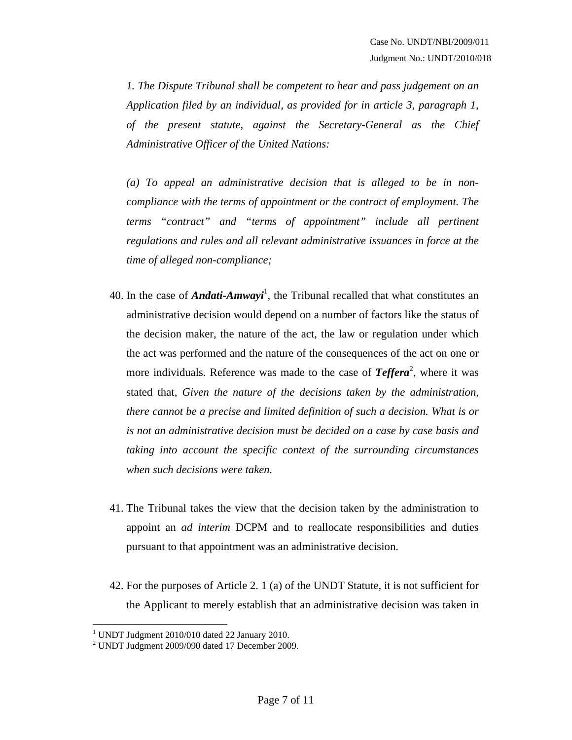*1. The Dispute Tribunal shall be competent to hear and pass judgement on an Application filed by an individual, as provided for in article 3, paragraph 1, of the present statute, against the Secretary-General as the Chief Administrative Officer of the United Nations:*

*(a) To appeal an administrative decision that is alleged to be in non-compliance with the terms of appointment or the contract of employment. The terms "contract" and "terms of appointment" include all pertinent regulations and rules and all relevant administrative issuances in force at the time of alleged non-compliance;*

40. In the case of ***Andati-Amwayi***[1], the Tribunal recalled that what constitutes an administrative decision would depend on a number of factors like the status of the decision maker, the nature of the act, the law or regulation under which the act was performed and the nature of the consequences of the act on one or more individuals. Reference was made to the case of ***Teffera***[2], where it was stated that, *Given the nature of the decisions taken by the administration, there cannot be a precise and limited definition of such a decision. What is or is not an administrative decision must be decided on a case by case basis and taking into account the specific context of the surrounding circumstances when such decisions were taken.*

41. The Tribunal takes the view that the decision taken by the administration to appoint an *ad interim* DCPM and to reallocate responsibilities and duties pursuant to that appointment was an administrative decision.

42. For the purposes of Article 2. 1 (a) of the UNDT Statute, it is not sufficient for the Applicant to merely establish that an administrative decision was taken in

[1] UNDT Judgment 2010/010 dated 22 January 2010.

[2] UNDT Judgment 2009/090 dated 17 December 2009.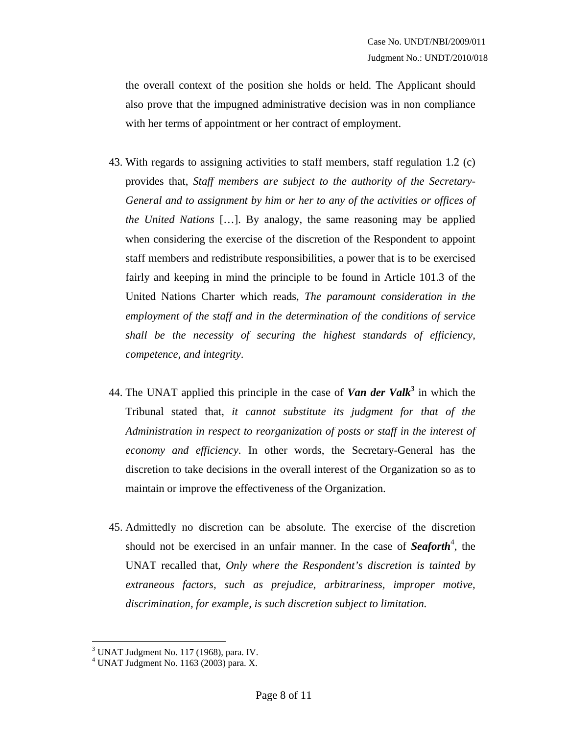the overall context of the position she holds or held. The Applicant should also prove that the impugned administrative decision was in non compliance with her terms of appointment or her contract of employment.

43. With regards to assigning activities to staff members, staff regulation 1.2 (c) provides that, *Staff members are subject to the authority of the Secretary-General and to assignment by him or her to any of the activities or offices of the United Nations* […]. By analogy, the same reasoning may be applied when considering the exercise of the discretion of the Respondent to appoint staff members and redistribute responsibilities, a power that is to be exercised fairly and keeping in mind the principle to be found in Article 101.3 of the United Nations Charter which reads, *The paramount consideration in the employment of the staff and in the determination of the conditions of service shall be the necessity of securing the highest standards of efficiency, competence, and integrity*.

44. The UNAT applied this principle in the case of ***Van der Valk***[3] in which the Tribunal stated that, *it cannot substitute its judgment for that of the Administration in respect to reorganization of posts or staff in the interest of economy and efficiency*. In other words, the Secretary-General has the discretion to take decisions in the overall interest of the Organization so as to maintain or improve the effectiveness of the Organization.

45. Admittedly no discretion can be absolute. The exercise of the discretion should not be exercised in an unfair manner. In the case of ***Seaforth***[4], the UNAT recalled that, *Only where the Respondent's discretion is tainted by extraneous factors, such as prejudice, arbitrariness, improper motive, discrimination, for example, is such discretion subject to limitation.*

---

[3] UNAT Judgment No. 117 (1968), para. IV.

[4] UNAT Judgment No. 1163 (2003) para. X.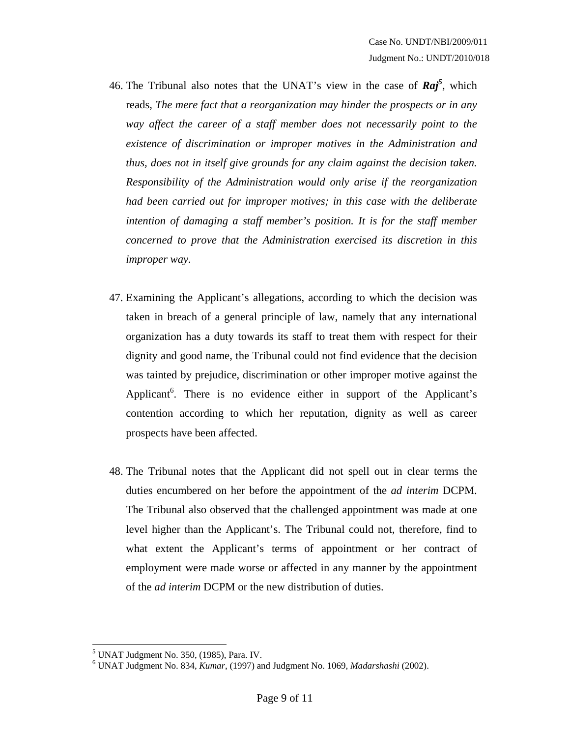46. The Tribunal also notes that the UNAT's view in the case of ***Raj***[5], which reads, *The mere fact that a reorganization may hinder the prospects or in any way affect the career of a staff member does not necessarily point to the existence of discrimination or improper motives in the Administration and thus, does not in itself give grounds for any claim against the decision taken. Responsibility of the Administration would only arise if the reorganization had been carried out for improper motives; in this case with the deliberate intention of damaging a staff member's position. It is for the staff member concerned to prove that the Administration exercised its discretion in this improper way*.

47. Examining the Applicant's allegations, according to which the decision was taken in breach of a general principle of law, namely that any international organization has a duty towards its staff to treat them with respect for their dignity and good name, the Tribunal could not find evidence that the decision was tainted by prejudice, discrimination or other improper motive against the Applicant[6]. There is no evidence either in support of the Applicant's contention according to which her reputation, dignity as well as career prospects have been affected.

48. The Tribunal notes that the Applicant did not spell out in clear terms the duties encumbered on her before the appointment of the *ad interim* DCPM. The Tribunal also observed that the challenged appointment was made at one level higher than the Applicant's. The Tribunal could not, therefore, find to what extent the Applicant's terms of appointment or her contract of employment were made worse or affected in any manner by the appointment of the *ad interim* DCPM or the new distribution of duties.

---

[5] UNAT Judgment No. 350, (1985), Para. IV.

[6] UNAT Judgment No. 834, *Kumar*, (1997) and Judgment No. 1069, *Madarshashi* (2002).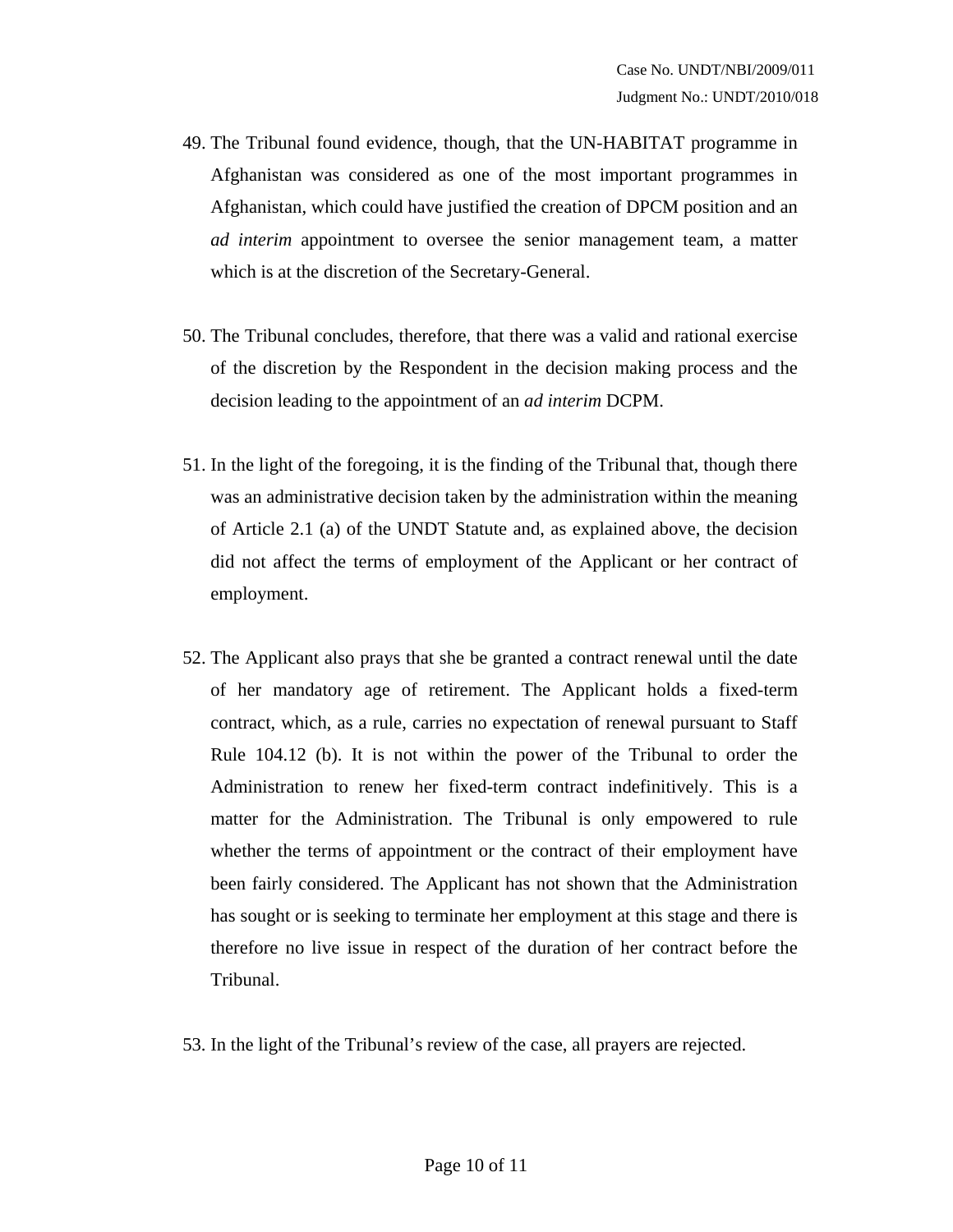49. The Tribunal found evidence, though, that the UN-HABITAT programme in Afghanistan was considered as one of the most important programmes in Afghanistan, which could have justified the creation of DPCM position and an *ad interim* appointment to oversee the senior management team, a matter which is at the discretion of the Secretary-General.

50. The Tribunal concludes, therefore, that there was a valid and rational exercise of the discretion by the Respondent in the decision making process and the decision leading to the appointment of an *ad interim* DCPM.

51. In the light of the foregoing, it is the finding of the Tribunal that, though there was an administrative decision taken by the administration within the meaning of Article 2.1 (a) of the UNDT Statute and, as explained above, the decision did not affect the terms of employment of the Applicant or her contract of employment.

52. The Applicant also prays that she be granted a contract renewal until the date of her mandatory age of retirement. The Applicant holds a fixed-term contract, which, as a rule, carries no expectation of renewal pursuant to Staff Rule 104.12 (b). It is not within the power of the Tribunal to order the Administration to renew her fixed-term contract indefinitively. This is a matter for the Administration. The Tribunal is only empowered to rule whether the terms of appointment or the contract of their employment have been fairly considered. The Applicant has not shown that the Administration has sought or is seeking to terminate her employment at this stage and there is therefore no live issue in respect of the duration of her contract before the Tribunal.

53. In the light of the Tribunal's review of the case, all prayers are rejected.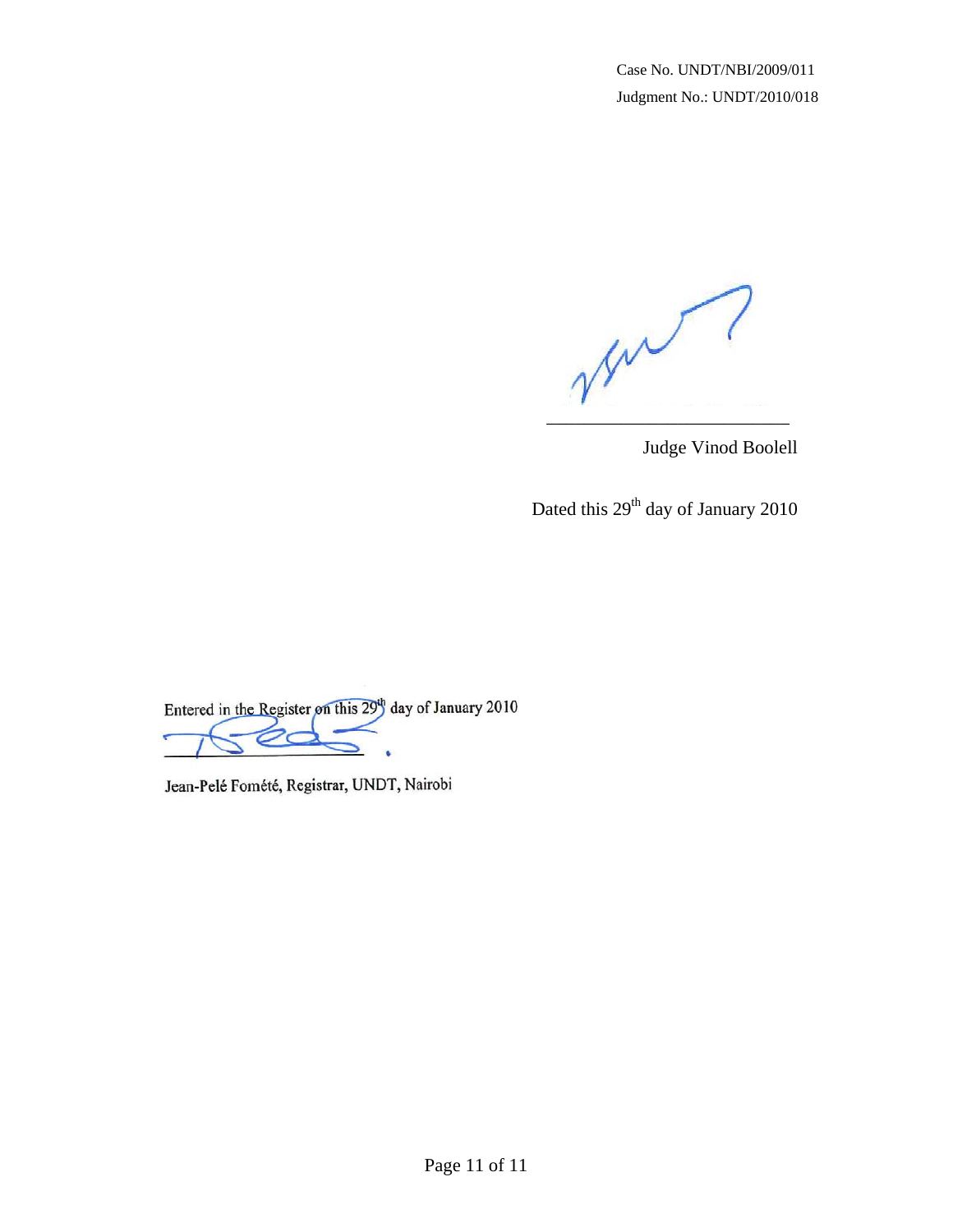Judge Vinod Boolell

Dated this 29th day of January 2010

Entered in the Register on this 29th day of January 2010

Jean-Pelé Fomété, Registrar, UNDT, Nairobi